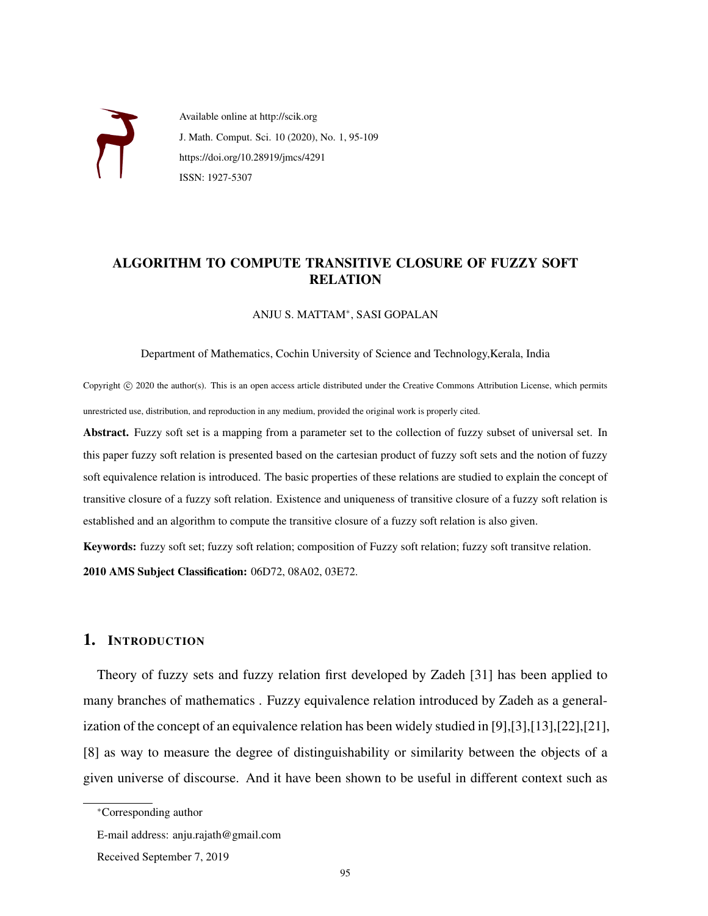Available online at http://scik.org
J. Math. Comput. Sci. 10 (2020), No. 1, 95-109
https://doi.org/10.28919/jmcs/4291
ISSN: 1927-5307

# ALGORITHM TO COMPUTE TRANSITIVE CLOSURE OF FUZZY SOFT RELATION

ANJU S. MATTAM*, SASI GOPALAN

Department of Mathematics, Cochin University of Science and Technology,Kerala, India

Copyright © 2020 the author(s). This is an open access article distributed under the Creative Commons Attribution License, which permits unrestricted use, distribution, and reproduction in any medium, provided the original work is properly cited.

**Abstract.** Fuzzy soft set is a mapping from a parameter set to the collection of fuzzy subset of universal set. In this paper fuzzy soft relation is presented based on the cartesian product of fuzzy soft sets and the notion of fuzzy soft equivalence relation is introduced. The basic properties of these relations are studied to explain the concept of transitive closure of a fuzzy soft relation. Existence and uniqueness of transitive closure of a fuzzy soft relation is established and an algorithm to compute the transitive closure of a fuzzy soft relation is also given.

**Keywords:** fuzzy soft set; fuzzy soft relation; composition of Fuzzy soft relation; fuzzy soft transitve relation.

**2010 AMS Subject Classification:** 06D72, 08A02, 03E72.

## 1. Introduction

Theory of fuzzy sets and fuzzy relation first developed by Zadeh [31] has been applied to many branches of mathematics . Fuzzy equivalence relation introduced by Zadeh as a generalization of the concept of an equivalence relation has been widely studied in [9],[3],[13],[22],[21], [8] as way to measure the degree of distinguishability or similarity between the objects of a given universe of discourse. And it have been shown to be useful in different context such as

*Corresponding author

E-mail address: anju.rajath@gmail.com

Received September 7, 2019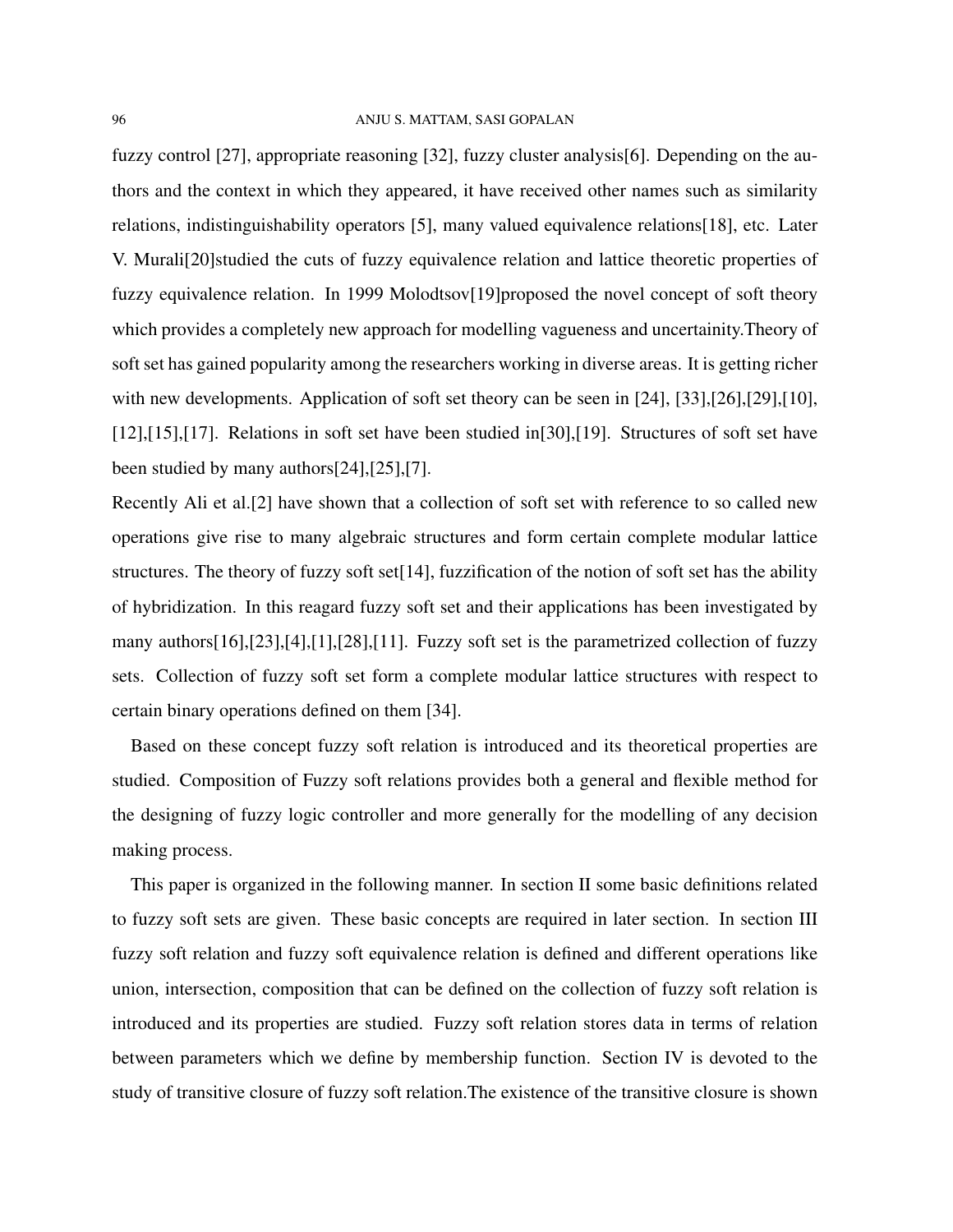fuzzy control [27], appropriate reasoning [32], fuzzy cluster analysis[6]. Depending on the authors and the context in which they appeared, it have received other names such as similarity relations, indistinguishability operators [5], many valued equivalence relations[18], etc. Later V. Murali[20]studied the cuts of fuzzy equivalence relation and lattice theoretic properties of fuzzy equivalence relation. In 1999 Molodtsov[19]proposed the novel concept of soft theory which provides a completely new approach for modelling vagueness and uncertainity.Theory of soft set has gained popularity among the researchers working in diverse areas. It is getting richer with new developments. Application of soft set theory can be seen in [24], [33],[26],[29],[10], [12],[15],[17]. Relations in soft set have been studied in[30],[19]. Structures of soft set have been studied by many authors[24],[25],[7].

Recently Ali et al.[2] have shown that a collection of soft set with reference to so called new operations give rise to many algebraic structures and form certain complete modular lattice structures. The theory of fuzzy soft set[14], fuzzification of the notion of soft set has the ability of hybridization. In this reagard fuzzy soft set and their applications has been investigated by many authors[16],[23],[4],[1],[28],[11]. Fuzzy soft set is the parametrized collection of fuzzy sets. Collection of fuzzy soft set form a complete modular lattice structures with respect to certain binary operations defined on them [34].

Based on these concept fuzzy soft relation is introduced and its theoretical properties are studied. Composition of Fuzzy soft relations provides both a general and flexible method for the designing of fuzzy logic controller and more generally for the modelling of any decision making process.

This paper is organized in the following manner. In section II some basic definitions related to fuzzy soft sets are given. These basic concepts are required in later section. In section III fuzzy soft relation and fuzzy soft equivalence relation is defined and different operations like union, intersection, composition that can be defined on the collection of fuzzy soft relation is introduced and its properties are studied. Fuzzy soft relation stores data in terms of relation between parameters which we define by membership function. Section IV is devoted to the study of transitive closure of fuzzy soft relation.The existence of the transitive closure is shown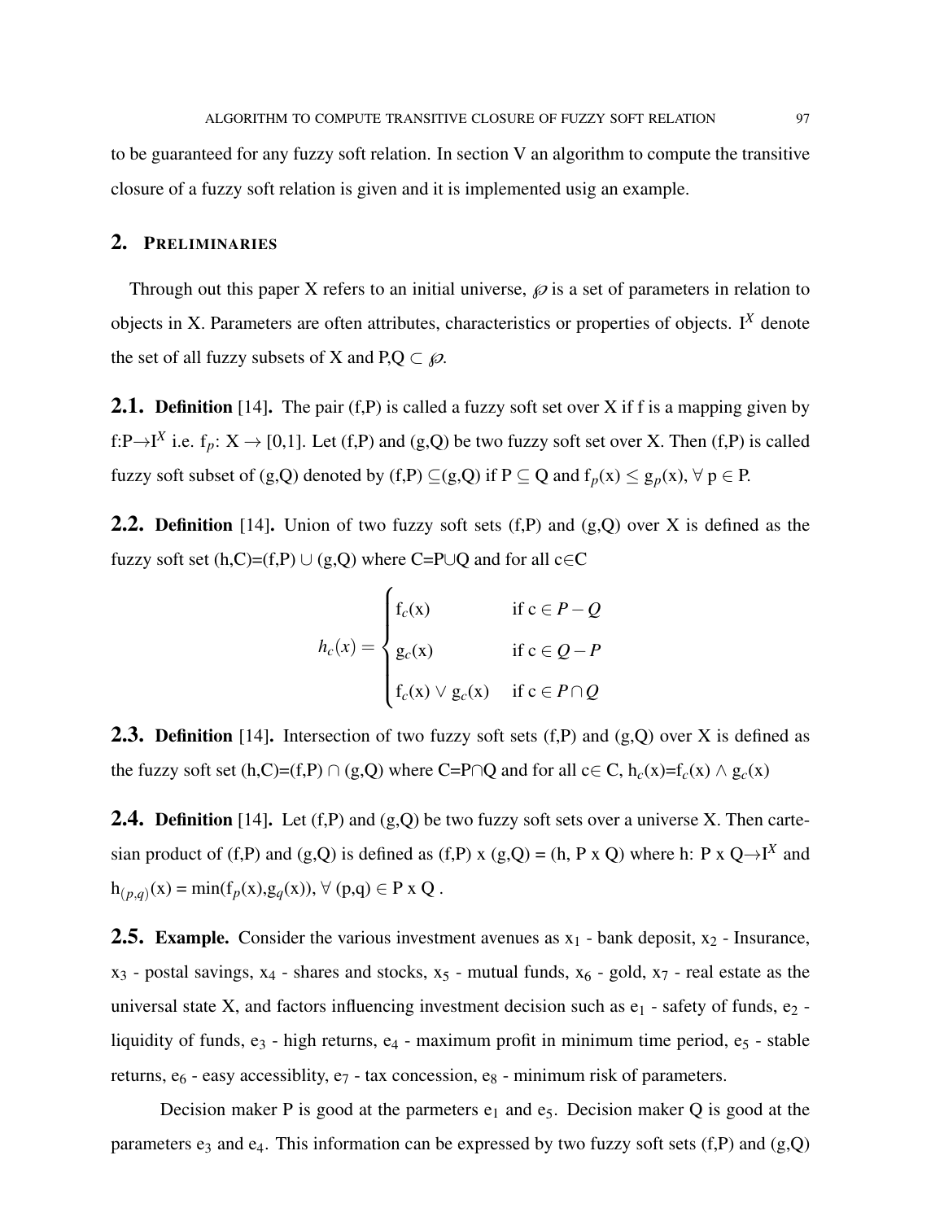to be guaranteed for any fuzzy soft relation. In section V an algorithm to compute the transitive closure of a fuzzy soft relation is given and it is implemented usig an example.

## 2. Preliminaries

Through out this paper X refers to an initial universe, $\wp$ is a set of parameters in relation to objects in X. Parameters are often attributes, characteristics or properties of objects. $I^X$ denote the set of all fuzzy subsets of X and P,Q $\subset \wp$.

**2.1. Definition** [14]. The pair (f,P) is called a fuzzy soft set over X if f is a mapping given by f:P$\rightarrow I^X$ i.e. $f_p$: X $\rightarrow$ [0,1]. Let (f,P) and (g,Q) be two fuzzy soft set over X. Then (f,P) is called fuzzy soft subset of (g,Q) denoted by (f,P) $\subseteq$(g,Q) if P $\subseteq$ Q and $f_p(x) \leq g_p(x)$, $\forall$ p $\in$ P.

**2.2. Definition** [14]. Union of two fuzzy soft sets (f,P) and (g,Q) over X is defined as the fuzzy soft set (h,C)=(f,P) $\cup$ (g,Q) where C=P$\cup$Q and for all c$\in$C

$$h_c(x) = \begin{cases} f_c(x) & \text{if } c \in P - Q \\ g_c(x) & \text{if } c \in Q - P \\ f_c(x) \vee g_c(x) & \text{if } c \in P \cap Q \end{cases}$$

**2.3. Definition** [14]. Intersection of two fuzzy soft sets (f,P) and (g,Q) over X is defined as the fuzzy soft set (h,C)=(f,P) $\cap$ (g,Q) where C=P$\cap$Q and for all c$\in$ C, $h_c(x)=f_c(x) \wedge g_c(x)$

**2.4. Definition** [14]. Let (f,P) and (g,Q) be two fuzzy soft sets over a universe X. Then cartesian product of (f,P) and (g,Q) is defined as (f,P) x (g,Q) = (h, P x Q) where h: P x Q$\rightarrow I^X$ and $h_{(p,q)}(x) = \min(f_p(x),g_q(x))$, $\forall$ (p,q) $\in$ P x Q .

**2.5. Example.** Consider the various investment avenues as $x_1$ - bank deposit, $x_2$ - Insurance, $x_3$ - postal savings, $x_4$ - shares and stocks, $x_5$ - mutual funds, $x_6$ - gold, $x_7$ - real estate as the universal state X, and factors influencing investment decision such as $e_1$ - safety of funds, $e_2$ - liquidity of funds, $e_3$ - high returns, $e_4$ - maximum profit in minimum time period, $e_5$ - stable returns, $e_6$ - easy accessiblity, $e_7$ - tax concession, $e_8$ - minimum risk of parameters.

Decision maker P is good at the parmeters $e_1$ and $e_5$. Decision maker Q is good at the parameters $e_3$ and $e_4$. This information can be expressed by two fuzzy soft sets (f,P) and (g,Q)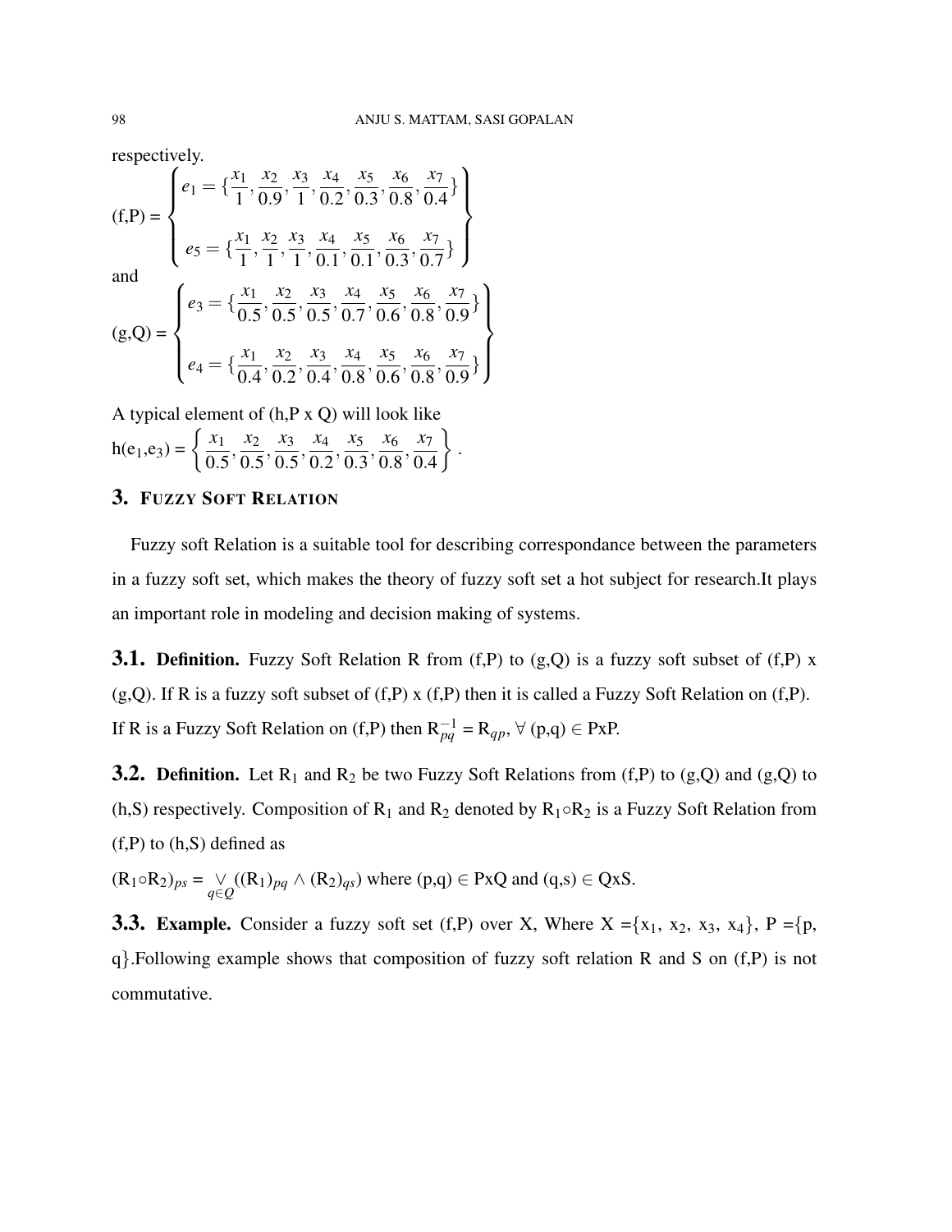respectively.

$$(f,P) = \left\{ \begin{array}{l} e_1 = \{\frac{x_1}{1}, \frac{x_2}{0.9}, \frac{x_3}{1}, \frac{x_4}{0.2}, \frac{x_5}{0.3}, \frac{x_6}{0.8}, \frac{x_7}{0.4}\} \\ \\ e_5 = \{\frac{x_1}{1}, \frac{x_2}{1}, \frac{x_3}{1}, \frac{x_4}{0.1}, \frac{x_5}{0.1}, \frac{x_6}{0.3}, \frac{x_7}{0.7}\} \end{array} \right\}$$

and

$$(g,Q) = \left\{ \begin{array}{l} e_3 = \{\frac{x_1}{0.5}, \frac{x_2}{0.5}, \frac{x_3}{0.5}, \frac{x_4}{0.7}, \frac{x_5}{0.6}, \frac{x_6}{0.8}, \frac{x_7}{0.9}\} \\ \\ e_4 = \{\frac{x_1}{0.4}, \frac{x_2}{0.2}, \frac{x_3}{0.4}, \frac{x_4}{0.8}, \frac{x_5}{0.6}, \frac{x_6}{0.8}, \frac{x_7}{0.9}\} \end{array} \right\}$$

A typical element of (h,P x Q) will look like

$$h(e_1,e_3) = \left\{ \frac{x_1}{0.5}, \frac{x_2}{0.5}, \frac{x_3}{0.5}, \frac{x_4}{0.2}, \frac{x_5}{0.3}, \frac{x_6}{0.8}, \frac{x_7}{0.4} \right\}.$$

## 3. Fuzzy Soft Relation

Fuzzy soft Relation is a suitable tool for describing correspondance between the parameters in a fuzzy soft set, which makes the theory of fuzzy soft set a hot subject for research.It plays an important role in modeling and decision making of systems.

**3.1. Definition.** Fuzzy Soft Relation R from (f,P) to (g,Q) is a fuzzy soft subset of (f,P) x (g,Q). If R is a fuzzy soft subset of (f,P) x (f,P) then it is called a Fuzzy Soft Relation on (f,P). If R is a Fuzzy Soft Relation on (f,P) then $R^{-1}_{pq} = R_{qp}$, $\forall$ (p,q) $\in$ PxP.

**3.2. Definition.** Let $R_1$ and $R_2$ be two Fuzzy Soft Relations from (f,P) to (g,Q) and (g,Q) to (h,S) respectively. Composition of $R_1$ and $R_2$ denoted by $R_1 \circ R_2$ is a Fuzzy Soft Relation from (f,P) to (h,S) defined as

$(R_1 \circ R_2)_{ps} = \underset{q \in Q}{\vee}((R_1)_{pq} \wedge (R_2)_{qs})$ where (p,q) $\in$ PxQ and (q,s) $\in$ QxS.

**3.3. Example.** Consider a fuzzy soft set (f,P) over X, Where X $=\{x_1, x_2, x_3, x_4\}$, P $=\{$p, q$\}$.Following example shows that composition of fuzzy soft relation R and S on (f,P) is not commutative.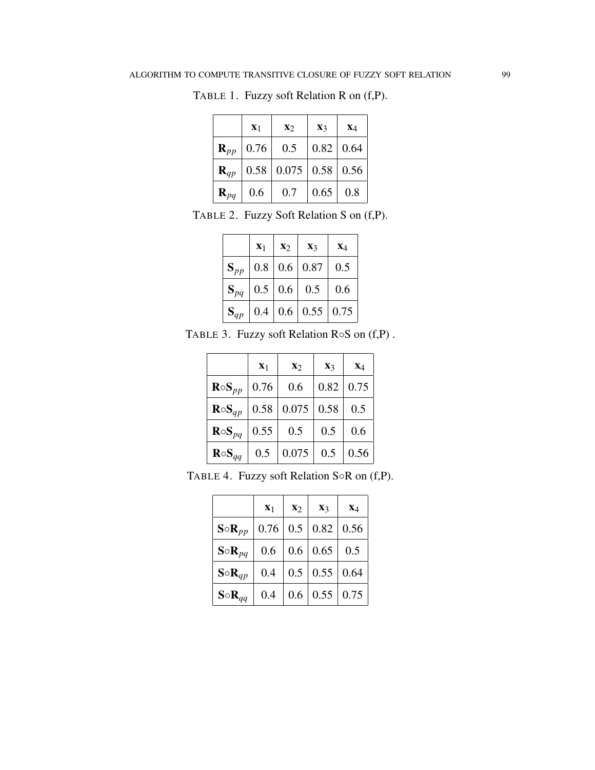TABLE 1. Fuzzy soft Relation R on (f,P).

| | $\mathbf{x}_1$ | $\mathbf{x}_2$ | $\mathbf{x}_3$ | $\mathbf{x}_4$ |
|---|---|---|---|---|
| $\mathbf{R}_{pp}$ | 0.76 | 0.5 | 0.82 | 0.64 |
| $\mathbf{R}_{qp}$ | 0.58 | 0.075 | 0.58 | 0.56 |
| $\mathbf{R}_{pq}$ | 0.6 | 0.7 | 0.65 | 0.8 |

TABLE 2. Fuzzy Soft Relation S on (f,P).

| | $\mathbf{x}_1$ | $\mathbf{x}_2$ | $\mathbf{x}_3$ | $\mathbf{x}_4$ |
|---|---|---|---|---|
| $\mathbf{S}_{pp}$ | 0.8 | 0.6 | 0.87 | 0.5 |
| $\mathbf{S}_{pq}$ | 0.5 | 0.6 | 0.5 | 0.6 |
| $\mathbf{S}_{qp}$ | 0.4 | 0.6 | 0.55 | 0.75 |

TABLE 3. Fuzzy soft Relation R∘S on (f,P) .

| | $\mathbf{x}_1$ | $\mathbf{x}_2$ | $\mathbf{x}_3$ | $\mathbf{x}_4$ |
|---|---|---|---|---|
| $\mathbf{R}\circ\mathbf{S}_{pp}$ | 0.76 | 0.6 | 0.82 | 0.75 |
| $\mathbf{R}\circ\mathbf{S}_{qp}$ | 0.58 | 0.075 | 0.58 | 0.5 |
| $\mathbf{R}\circ\mathbf{S}_{pq}$ | 0.55 | 0.5 | 0.5 | 0.6 |
| $\mathbf{R}\circ\mathbf{S}_{qq}$ | 0.5 | 0.075 | 0.5 | 0.56 |

TABLE 4. Fuzzy soft Relation S∘R on (f,P).

| | $\mathbf{x}_1$ | $\mathbf{x}_2$ | $\mathbf{x}_3$ | $\mathbf{x}_4$ |
|---|---|---|---|---|
| $\mathbf{S}\circ\mathbf{R}_{pp}$ | 0.76 | 0.5 | 0.82 | 0.56 |
| $\mathbf{S}\circ\mathbf{R}_{pq}$ | 0.6 | 0.6 | 0.65 | 0.5 |
| $\mathbf{S}\circ\mathbf{R}_{qp}$ | 0.4 | 0.5 | 0.55 | 0.64 |
| $\mathbf{S}\circ\mathbf{R}_{qq}$ | 0.4 | 0.6 | 0.55 | 0.75 |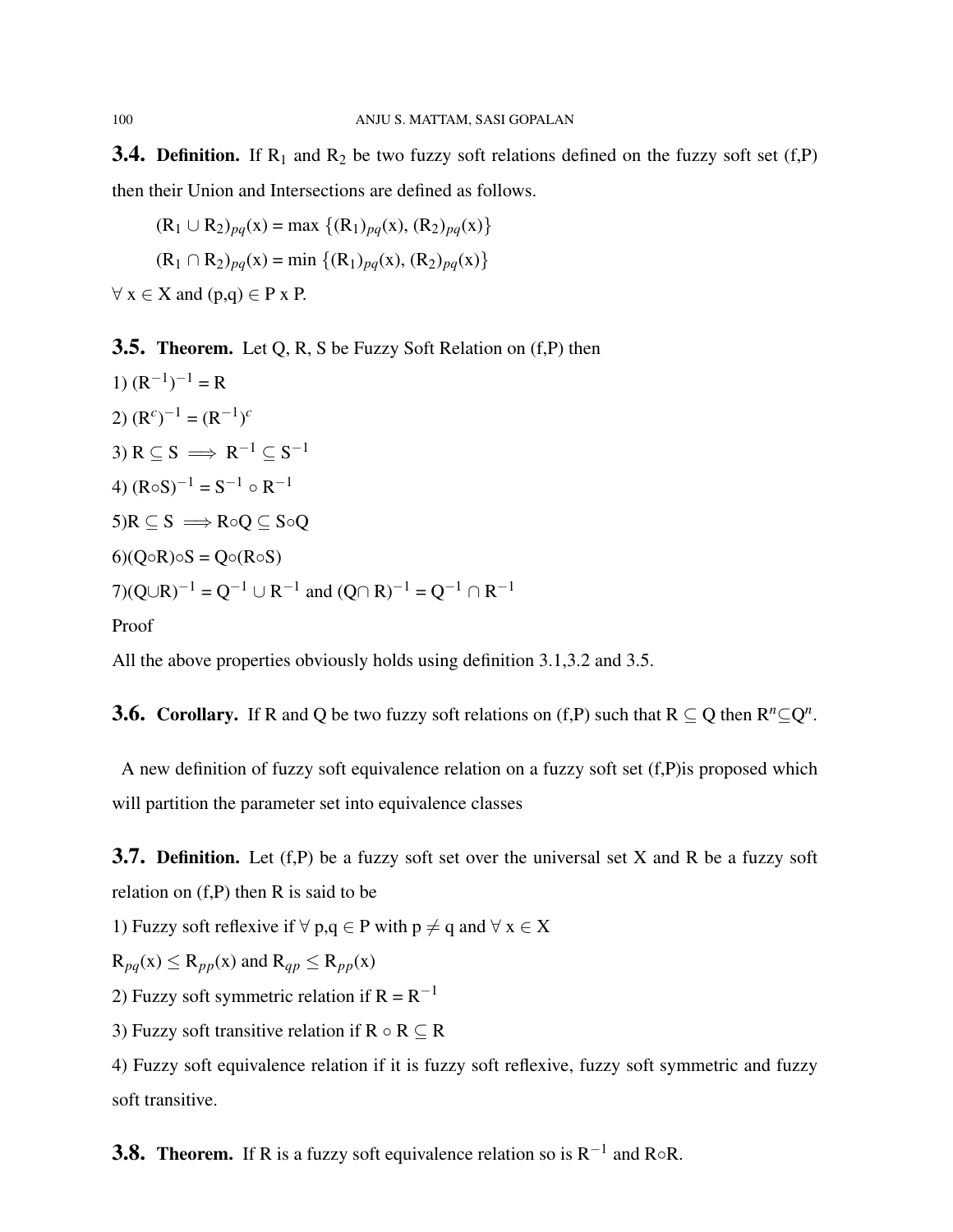**3.4. Definition.** If $R_1$ and $R_2$ be two fuzzy soft relations defined on the fuzzy soft set (f,P) then their Union and Intersections are defined as follows.

$(R_1 \cup R_2)_{pq}(x) = \max \{(R_1)_{pq}(x), (R_2)_{pq}(x)\}$

$(R_1 \cap R_2)_{pq}(x) = \min \{(R_1)_{pq}(x), (R_2)_{pq}(x)\}$

$\forall$ x $\in$ X and (p,q) $\in$ P x P.

**3.5. Theorem.** Let Q, R, S be Fuzzy Soft Relation on (f,P) then

1) $(R^{-1})^{-1} = R$

2) $(R^c)^{-1} = (R^{-1})^c$

3) $R \subseteq S \implies R^{-1} \subseteq S^{-1}$

4) $(R \circ S)^{-1} = S^{-1} \circ R^{-1}$

5) $R \subseteq S \implies R \circ Q \subseteq S \circ Q$

6) $(Q \circ R) \circ S = Q \circ (R \circ S)$

7) $(Q \cup R)^{-1} = Q^{-1} \cup R^{-1}$ and $(Q \cap R)^{-1} = Q^{-1} \cap R^{-1}$

Proof

All the above properties obviously holds using definition 3.1,3.2 and 3.5.

**3.6. Corollary.** If R and Q be two fuzzy soft relations on (f,P) such that $R \subseteq Q$ then $R^n \subseteq Q^n$.

A new definition of fuzzy soft equivalence relation on a fuzzy soft set (f,P)is proposed which will partition the parameter set into equivalence classes

**3.7. Definition.** Let (f,P) be a fuzzy soft set over the universal set X and R be a fuzzy soft relation on (f,P) then R is said to be

1) Fuzzy soft reflexive if $\forall$ p,q $\in$ P with $p \neq q$ and $\forall$ x $\in$ X

$R_{pq}(x) \leq R_{pp}(x)$ and $R_{qp} \leq R_{pp}(x)$

2) Fuzzy soft symmetric relation if $R = R^{-1}$

3) Fuzzy soft transitive relation if $R \circ R \subseteq R$

4) Fuzzy soft equivalence relation if it is fuzzy soft reflexive, fuzzy soft symmetric and fuzzy soft transitive.

**3.8. Theorem.** If R is a fuzzy soft equivalence relation so is $R^{-1}$ and $R \circ R$.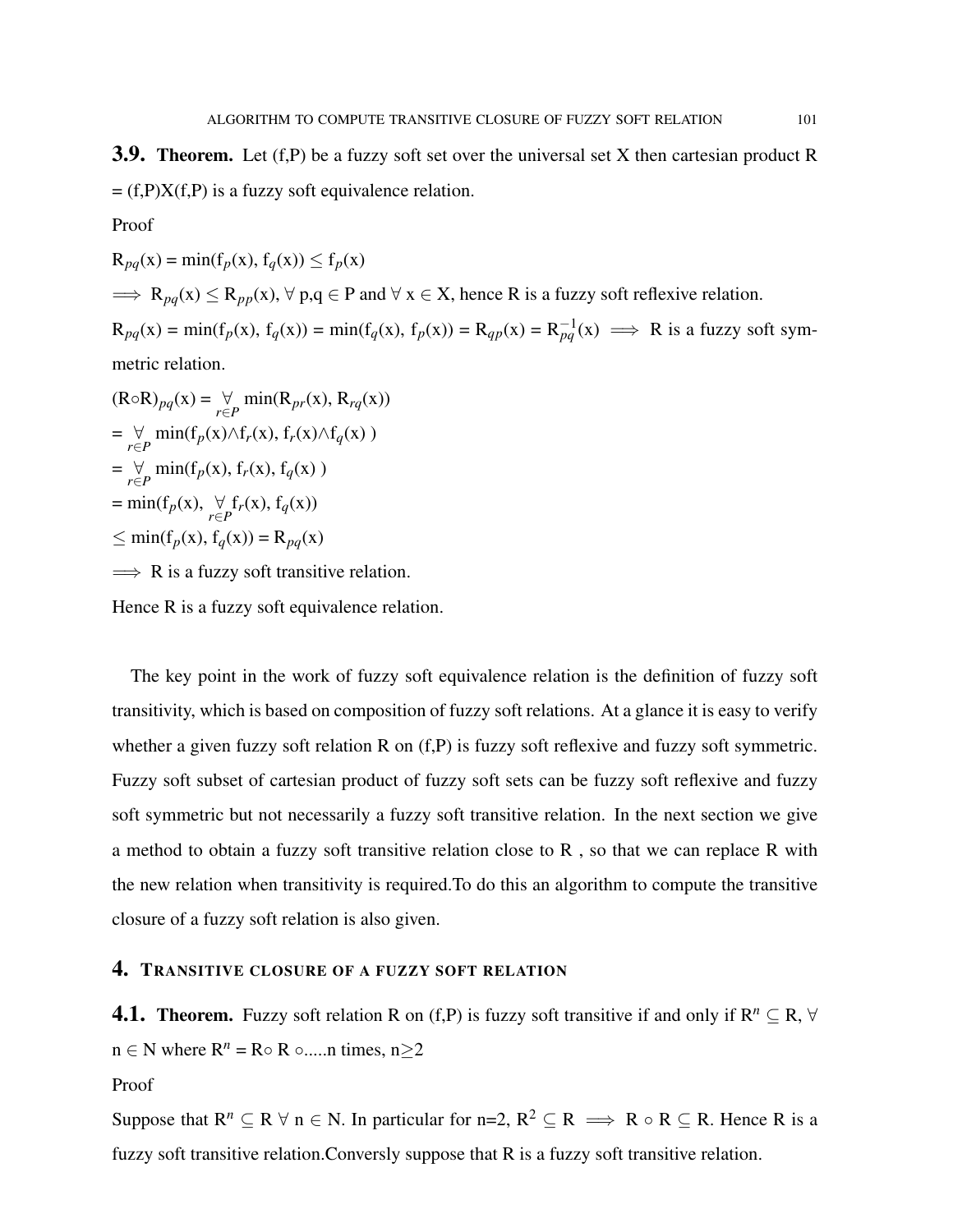**3.9. Theorem.** Let (f,P) be a fuzzy soft set over the universal set X then cartesian product R = (f,P)X(f,P) is a fuzzy soft equivalence relation.

Proof

$R_{pq}(x) = \min(f_p(x), f_q(x)) \leq f_p(x)$

$\implies R_{pq}(x) \leq R_{pp}(x), \forall$ p,q $\in$ P and $\forall$ x $\in$ X, hence R is a fuzzy soft reflexive relation.

$R_{pq}(x) = \min(f_p(x), f_q(x)) = \min(f_q(x), f_p(x)) = R_{qp}(x) = R^{-1}_{pq}(x) \implies$ R is a fuzzy soft symmetric relation.

$(R \circ R)_{pq}(x) = \underset{r \in P}{\vee} \min(R_{pr}(x), R_{rq}(x))$

$= \underset{r \in P}{\vee} \min(f_p(x) \wedge f_r(x), f_r(x) \wedge f_q(x))$

$= \underset{r \in P}{\vee} \min(f_p(x), f_r(x), f_q(x))$

$= \min(f_p(x), \underset{r \in P}{\vee} f_r(x), f_q(x))$

$\leq \min(f_p(x), f_q(x)) = R_{pq}(x)$

$\implies$ R is a fuzzy soft transitive relation.

Hence R is a fuzzy soft equivalence relation.

The key point in the work of fuzzy soft equivalence relation is the definition of fuzzy soft transitivity, which is based on composition of fuzzy soft relations. At a glance it is easy to verify whether a given fuzzy soft relation R on (f,P) is fuzzy soft reflexive and fuzzy soft symmetric. Fuzzy soft subset of cartesian product of fuzzy soft sets can be fuzzy soft reflexive and fuzzy soft symmetric but not necessarily a fuzzy soft transitive relation. In the next section we give a method to obtain a fuzzy soft transitive relation close to R , so that we can replace R with the new relation when transitivity is required.To do this an algorithm to compute the transitive closure of a fuzzy soft relation is also given.

## 4. Transitive closure of a fuzzy soft relation

**4.1. Theorem.** Fuzzy soft relation R on (f,P) is fuzzy soft transitive if and only if $R^n \subseteq R$, $\forall$ n $\in$ N where $R^n = R \circ R \circ$.....n times, n$\geq$2

Proof

Suppose that $R^n \subseteq R$ $\forall$ n $\in$ N. In particular for n=2, $R^2 \subseteq R \implies R \circ R \subseteq R$. Hence R is a fuzzy soft transitive relation.Conversly suppose that R is a fuzzy soft transitive relation.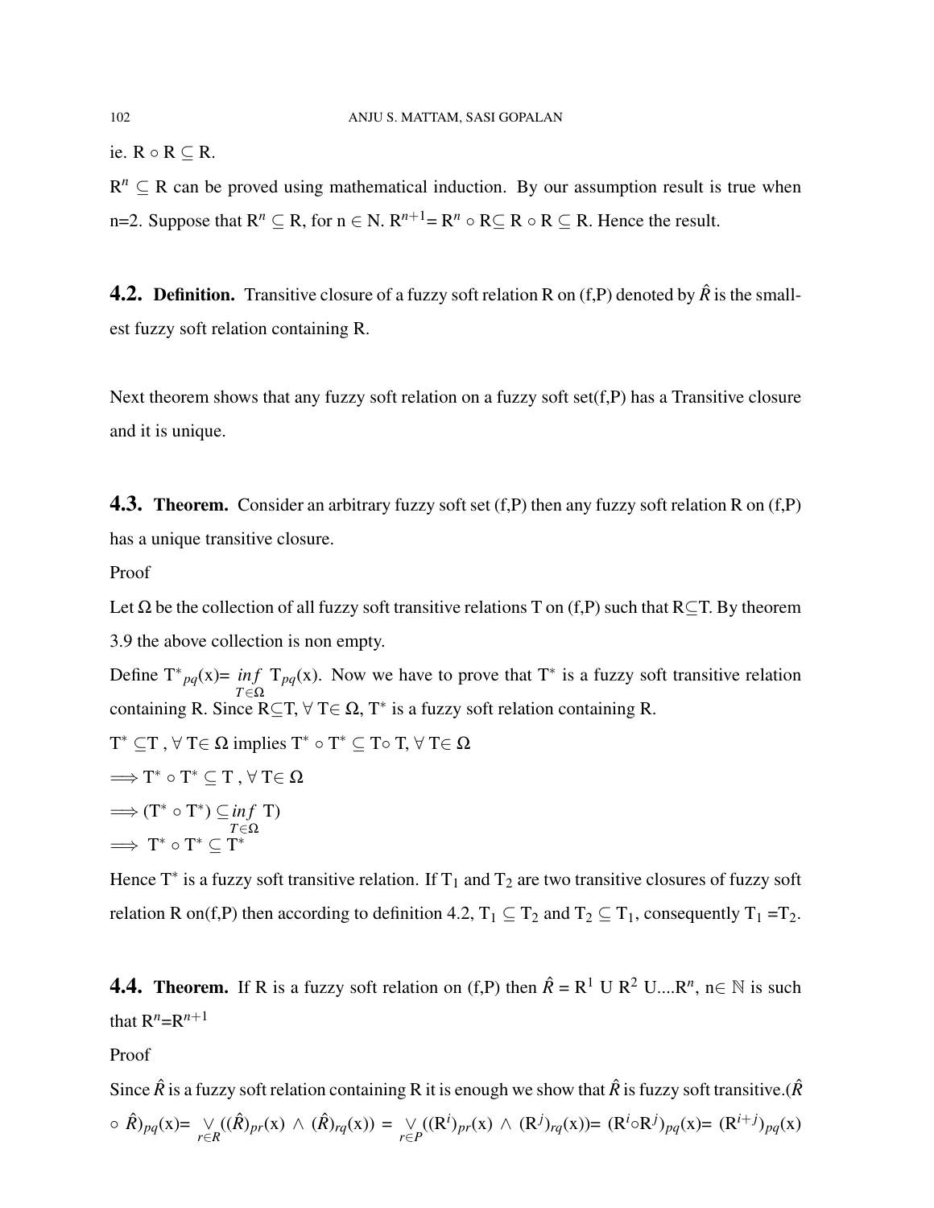ie. $R \circ R \subseteq R$.

$R^n \subseteq R$ can be proved using mathematical induction. By our assumption result is true when n=2. Suppose that $R^n \subseteq R$, for $n \in N$. $R^{n+1} = R^n \circ R \subseteq R \circ R \subseteq R$. Hence the result.

**4.2. Definition.** Transitive closure of a fuzzy soft relation R on (f,P) denoted by $\hat{R}$ is the smallest fuzzy soft relation containing R.

Next theorem shows that any fuzzy soft relation on a fuzzy soft set(f,P) has a Transitive closure and it is unique.

**4.3. Theorem.** Consider an arbitrary fuzzy soft set (f,P) then any fuzzy soft relation R on (f,P) has a unique transitive closure.

Proof

Let $\Omega$ be the collection of all fuzzy soft transitive relations T on (f,P) such that $R \subseteq T$. By theorem 3.9 the above collection is non empty.

Define $T^*{}_{pq}(x) = \inf\limits_{T \in \Omega} T_{pq}(x)$. Now we have to prove that $T^*$ is a fuzzy soft transitive relation containing R. Since $R \subseteq T$, $\forall$ $T \in \Omega$, $T^*$ is a fuzzy soft relation containing R.

$T^* \subseteq T$ , $\forall$ $T \in \Omega$ implies $T^* \circ T^* \subseteq T \circ T$, $\forall$ $T \in \Omega$

$\Longrightarrow T^* \circ T^* \subseteq T$ , $\forall$ $T \in \Omega$

$\Longrightarrow (T^* \circ T^*) \subseteq \inf\limits_{T \in \Omega} T)$

$\Longrightarrow$ $T^* \circ T^* \subseteq T^*$

Hence $T^*$ is a fuzzy soft transitive relation. If $T_1$ and $T_2$ are two transitive closures of fuzzy soft relation R on(f,P) then according to definition 4.2, $T_1 \subseteq T_2$ and $T_2 \subseteq T_1$, consequently $T_1 = T_2$.

**4.4. Theorem.** If R is a fuzzy soft relation on (f,P) then $\hat{R} = R^1$ U $R^2$ U....$R^n$, $n \in \mathbb{N}$ is such that $R^n = R^{n+1}$

Proof

Since $\hat{R}$ is a fuzzy soft relation containing R it is enough we show that $\hat{R}$ is fuzzy soft transitive.($\hat{R}$ $\circ$ $\hat{R})_{pq}(x) = \bigvee\limits_{r \in R}((\hat{R})_{pr}(x) \wedge (\hat{R})_{rq}(x)) = \bigvee\limits_{r \in P}((R^i)_{pr}(x) \wedge (R^j)_{rq}(x)) = (R^i \circ R^j)_{pq}(x) = (R^{i+j})_{pq}(x)$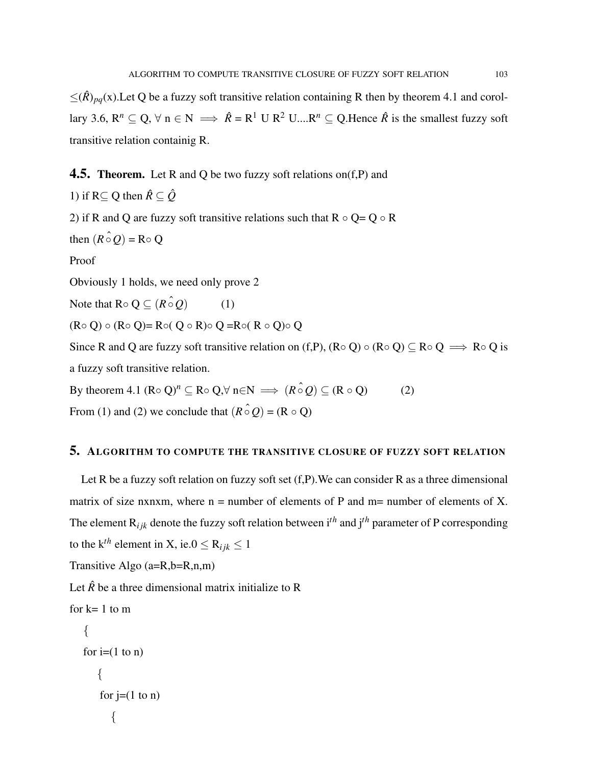$\leq(\hat{R})_{pq}(x)$.Let Q be a fuzzy soft transitive relation containing R then by theorem 4.1 and corollary 3.6, $R^n \subseteq Q$, $\forall$ n $\in$ N $\implies$ $\hat{R}$ = $R^1$ U $R^2$ U....$R^n \subseteq Q$.Hence $\hat{R}$ is the smallest fuzzy soft transitive relation containig R.

**4.5. Theorem.** Let R and Q be two fuzzy soft relations on(f,P) and

1) if R$\subseteq$ Q then $\hat{R} \subseteq \hat{Q}$

2) if R and Q are fuzzy soft transitive relations such that R $\circ$ Q= Q $\circ$ R

then $(R \hat{\circ} Q)$ = R$\circ$ Q

Proof

Obviously 1 holds, we need only prove 2

Note that R$\circ$ Q $\subseteq$ $(R \hat{\circ} Q)$ (1)

(R$\circ$ Q) $\circ$ (R$\circ$ Q)= R$\circ$( Q $\circ$ R)$\circ$ Q =R$\circ$( R $\circ$ Q)$\circ$ Q

Since R and Q are fuzzy soft transitive relation on (f,P), (R$\circ$ Q) $\circ$ (R$\circ$ Q) $\subseteq$ R$\circ$ Q $\implies$ R$\circ$ Q is a fuzzy soft transitive relation.

By theorem 4.1 $(R\circ Q)^n \subseteq$ R$\circ$ Q,$\forall$ n$\in$N $\implies$ $(R \hat{\circ} Q) \subseteq$ (R $\circ$ Q) (2)

From (1) and (2) we conclude that $(R \hat{\circ} Q)$ = (R $\circ$ Q)

## 5. Algorithm to compute the transitive closure of fuzzy soft relation

Let R be a fuzzy soft relation on fuzzy soft set (f,P).We can consider R as a three dimensional matrix of size nxnxm, where n = number of elements of P and m= number of elements of X. The element $R_{ijk}$ denote the fuzzy soft relation between $i^{th}$ and $j^{th}$ parameter of P corresponding to the $k^{th}$ element in X, ie.$0 \leq R_{ijk} \leq 1$

Transitive Algo (a=R,b=R,n,m)

Let $\hat{R}$ be a three dimensional matrix initialize to R

```
for k= 1 to m
  {
  for i=(1 to n)
     {
      for j=(1 to n)
        {
```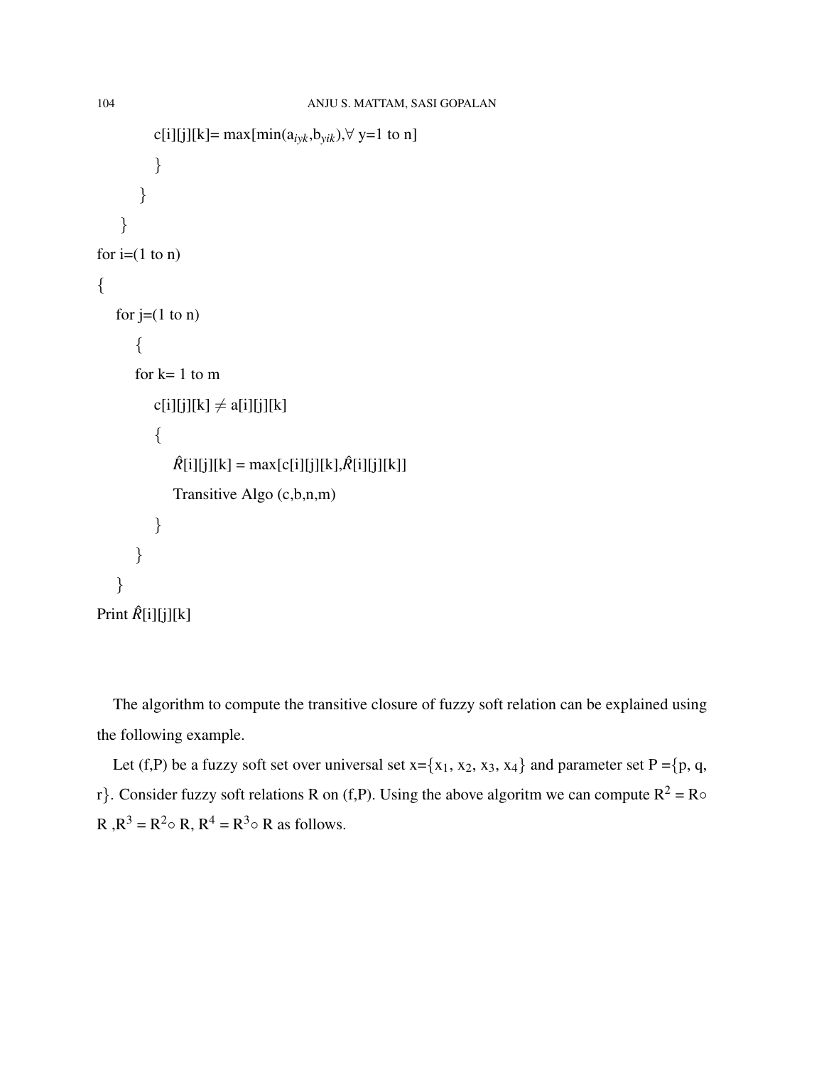```
            c[i][j][k]= max[min(a_iyk,b_yik),∀ y=1 to n]
            }
        }
    }
for i=(1 to n)
{
    for j=(1 to n)
        {
        for k= 1 to m
            c[i][j][k] ≠ a[i][j][k]
            {
                R̂[i][j][k] = max[c[i][j][k],R̂[i][j][k]]
                Transitive Algo (c,b,n,m)
            }
        }
    }
Print R̂[i][j][k]
```

The algorithm to compute the transitive closure of fuzzy soft relation can be explained using the following example.

Let (f,P) be a fuzzy soft set over universal set x=$\{x_1, x_2, x_3, x_4\}$ and parameter set P =$\{p, q, r\}$. Consider fuzzy soft relations R on (f,P). Using the above algoritm we can compute $R^2 = R\circ R$ ,$R^3 = R^2\circ R$, $R^4 = R^3\circ R$ as follows.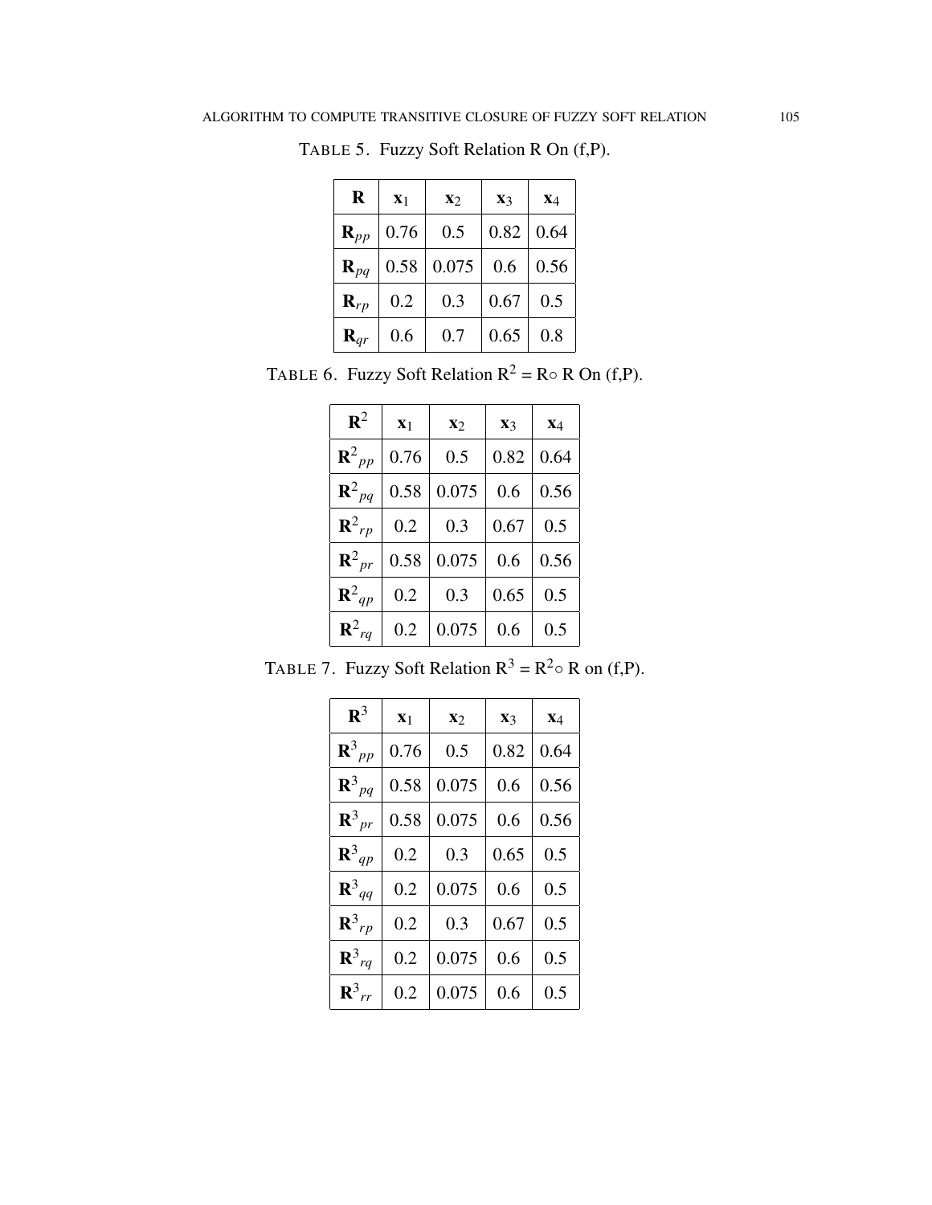TABLE 5. Fuzzy Soft Relation R On (f,P).

| $\mathbf{R}$ | $\mathbf{x}_1$ | $\mathbf{x}_2$ | $\mathbf{x}_3$ | $\mathbf{x}_4$ |
|---|---|---|---|---|
| $\mathbf{R}_{pp}$ | 0.76 | 0.5 | 0.82 | 0.64 |
| $\mathbf{R}_{pq}$ | 0.58 | 0.075 | 0.6 | 0.56 |
| $\mathbf{R}_{rp}$ | 0.2 | 0.3 | 0.67 | 0.5 |
| $\mathbf{R}_{qr}$ | 0.6 | 0.7 | 0.65 | 0.8 |

TABLE 6. Fuzzy Soft Relation $R^2 = R \circ R$ On (f,P).

| $\mathbf{R}^2$ | $\mathbf{x}_1$ | $\mathbf{x}_2$ | $\mathbf{x}_3$ | $\mathbf{x}_4$ |
|---|---|---|---|---|
| $\mathbf{R}^2{}_{pp}$ | 0.76 | 0.5 | 0.82 | 0.64 |
| $\mathbf{R}^2{}_{pq}$ | 0.58 | 0.075 | 0.6 | 0.56 |
| $\mathbf{R}^2{}_{rp}$ | 0.2 | 0.3 | 0.67 | 0.5 |
| $\mathbf{R}^2{}_{pr}$ | 0.58 | 0.075 | 0.6 | 0.56 |
| $\mathbf{R}^2{}_{qp}$ | 0.2 | 0.3 | 0.65 | 0.5 |
| $\mathbf{R}^2{}_{rq}$ | 0.2 | 0.075 | 0.6 | 0.5 |

TABLE 7. Fuzzy Soft Relation $R^3 = R^2 \circ R$ on (f,P).

| $\mathbf{R}^3$ | $\mathbf{x}_1$ | $\mathbf{x}_2$ | $\mathbf{x}_3$ | $\mathbf{x}_4$ |
|---|---|---|---|---|
| $\mathbf{R}^3{}_{pp}$ | 0.76 | 0.5 | 0.82 | 0.64 |
| $\mathbf{R}^3{}_{pq}$ | 0.58 | 0.075 | 0.6 | 0.56 |
| $\mathbf{R}^3{}_{pr}$ | 0.58 | 0.075 | 0.6 | 0.56 |
| $\mathbf{R}^3{}_{qp}$ | 0.2 | 0.3 | 0.65 | 0.5 |
| $\mathbf{R}^3{}_{qq}$ | 0.2 | 0.075 | 0.6 | 0.5 |
| $\mathbf{R}^3{}_{rp}$ | 0.2 | 0.3 | 0.67 | 0.5 |
| $\mathbf{R}^3{}_{rq}$ | 0.2 | 0.075 | 0.6 | 0.5 |
| $\mathbf{R}^3{}_{rr}$ | 0.2 | 0.075 | 0.6 | 0.5 |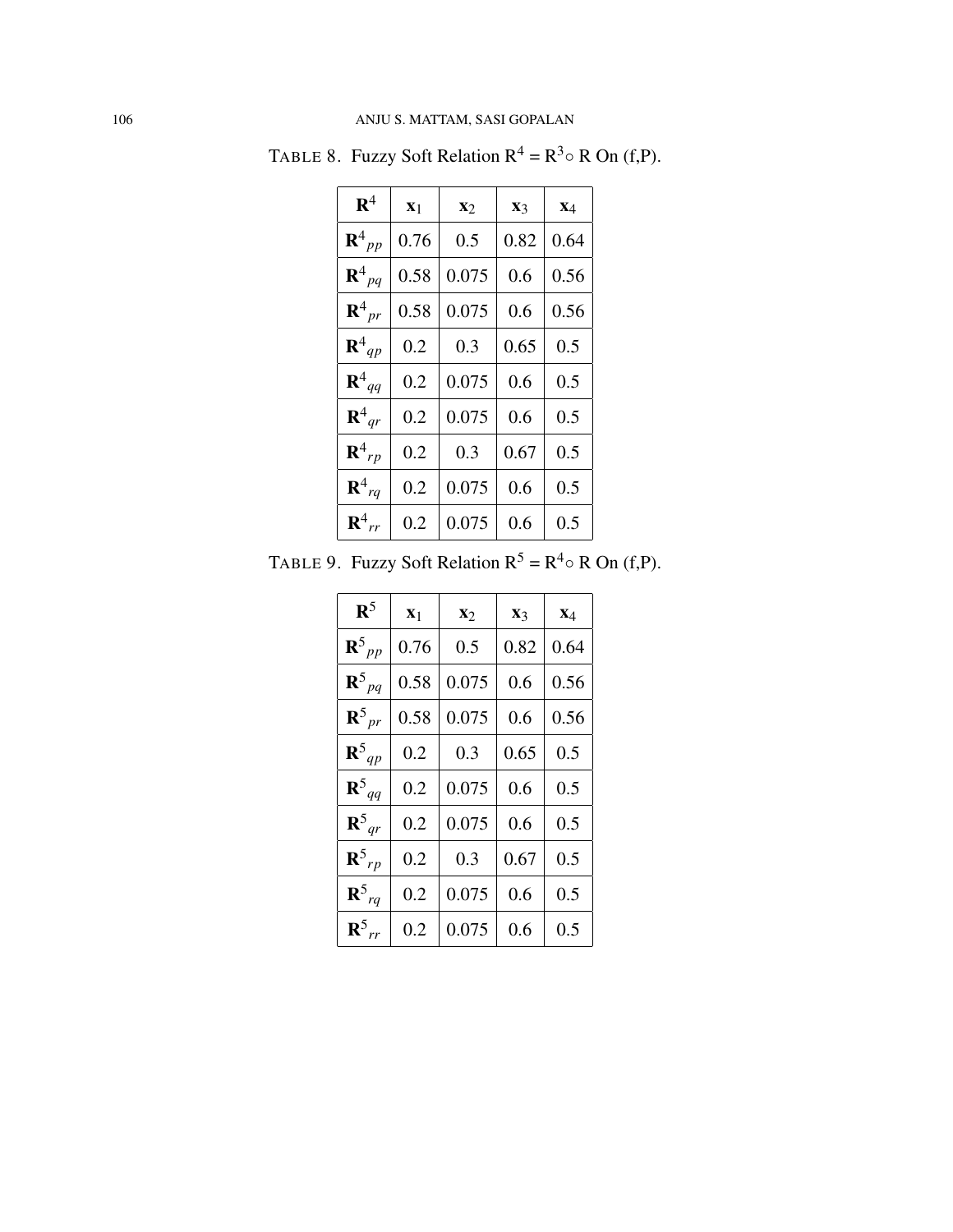TABLE 8. Fuzzy Soft Relation $R^4 = R^3 \circ R$ On (f,P).

| $\mathbf{R}^4$ | $\mathbf{x}_1$ | $\mathbf{x}_2$ | $\mathbf{x}_3$ | $\mathbf{x}_4$ |
|---|---|---|---|---|
| $\mathbf{R}^4{}_{pp}$ | 0.76 | 0.5 | 0.82 | 0.64 |
| $\mathbf{R}^4{}_{pq}$ | 0.58 | 0.075 | 0.6 | 0.56 |
| $\mathbf{R}^4{}_{pr}$ | 0.58 | 0.075 | 0.6 | 0.56 |
| $\mathbf{R}^4{}_{qp}$ | 0.2 | 0.3 | 0.65 | 0.5 |
| $\mathbf{R}^4{}_{qq}$ | 0.2 | 0.075 | 0.6 | 0.5 |
| $\mathbf{R}^4{}_{qr}$ | 0.2 | 0.075 | 0.6 | 0.5 |
| $\mathbf{R}^4{}_{rp}$ | 0.2 | 0.3 | 0.67 | 0.5 |
| $\mathbf{R}^4{}_{rq}$ | 0.2 | 0.075 | 0.6 | 0.5 |
| $\mathbf{R}^4{}_{rr}$ | 0.2 | 0.075 | 0.6 | 0.5 |

TABLE 9. Fuzzy Soft Relation $R^5 = R^4 \circ R$ On (f,P).

| $\mathbf{R}^5$ | $\mathbf{x}_1$ | $\mathbf{x}_2$ | $\mathbf{x}_3$ | $\mathbf{x}_4$ |
|---|---|---|---|---|
| $\mathbf{R}^5{}_{pp}$ | 0.76 | 0.5 | 0.82 | 0.64 |
| $\mathbf{R}^5{}_{pq}$ | 0.58 | 0.075 | 0.6 | 0.56 |
| $\mathbf{R}^5{}_{pr}$ | 0.58 | 0.075 | 0.6 | 0.56 |
| $\mathbf{R}^5{}_{qp}$ | 0.2 | 0.3 | 0.65 | 0.5 |
| $\mathbf{R}^5{}_{qq}$ | 0.2 | 0.075 | 0.6 | 0.5 |
| $\mathbf{R}^5{}_{qr}$ | 0.2 | 0.075 | 0.6 | 0.5 |
| $\mathbf{R}^5{}_{rp}$ | 0.2 | 0.3 | 0.67 | 0.5 |
| $\mathbf{R}^5{}_{rq}$ | 0.2 | 0.075 | 0.6 | 0.5 |
| $\mathbf{R}^5{}_{rr}$ | 0.2 | 0.075 | 0.6 | 0.5 |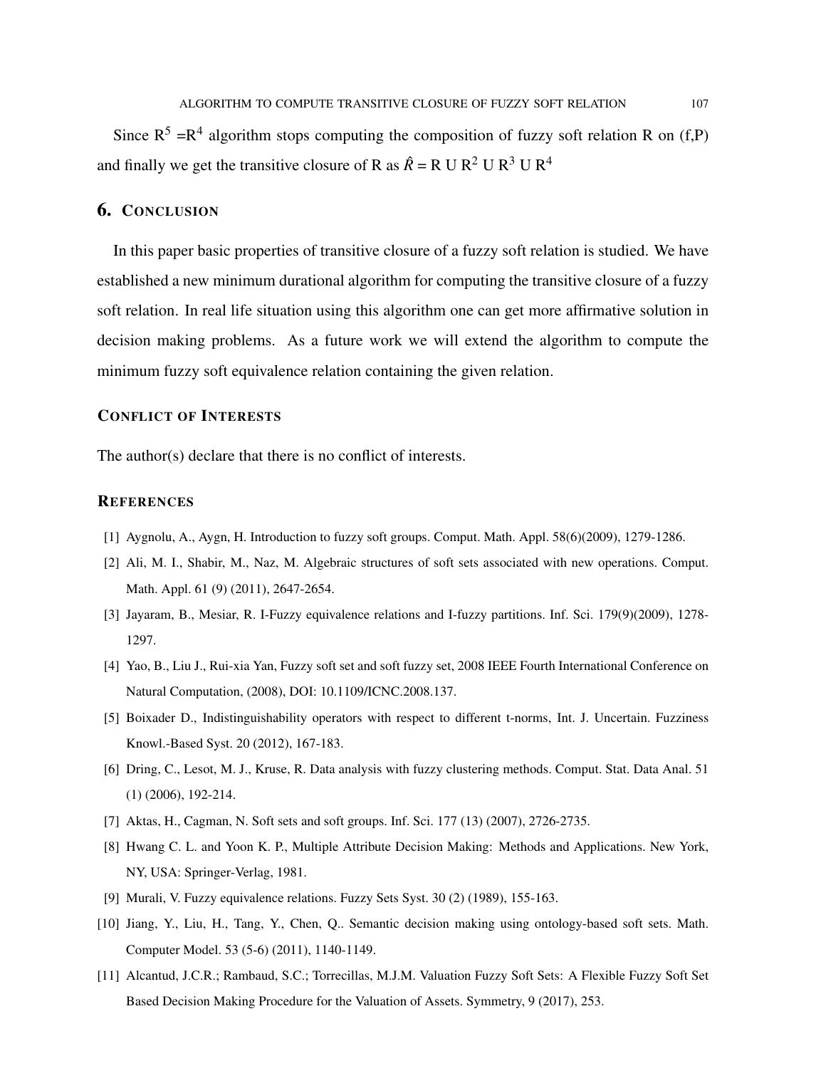Since $R^5 = R^4$ algorithm stops computing the composition of fuzzy soft relation R on (f,P) and finally we get the transitive closure of R as $\hat{R} = R \cup R^2 \cup R^3 \cup R^4$

## 6. Conclusion

In this paper basic properties of transitive closure of a fuzzy soft relation is studied. We have established a new minimum durational algorithm for computing the transitive closure of a fuzzy soft relation. In real life situation using this algorithm one can get more affirmative solution in decision making problems. As a future work we will extend the algorithm to compute the minimum fuzzy soft equivalence relation containing the given relation.

### Conflict of Interests

The author(s) declare that there is no conflict of interests.

### References

[1] Aygnolu, A., Aygn, H. Introduction to fuzzy soft groups. Comput. Math. Appl. 58(6)(2009), 1279-1286.

[2] Ali, M. I., Shabir, M., Naz, M. Algebraic structures of soft sets associated with new operations. Comput. Math. Appl. 61 (9) (2011), 2647-2654.

[3] Jayaram, B., Mesiar, R. I-Fuzzy equivalence relations and I-fuzzy partitions. Inf. Sci. 179(9)(2009), 1278-1297.

[4] Yao, B., Liu J., Rui-xia Yan, Fuzzy soft set and soft fuzzy set, 2008 IEEE Fourth International Conference on Natural Computation, (2008), DOI: 10.1109/ICNC.2008.137.

[5] Boixader D., Indistinguishability operators with respect to different t-norms, Int. J. Uncertain. Fuzziness Knowl.-Based Syst. 20 (2012), 167-183.

[6] Dring, C., Lesot, M. J., Kruse, R. Data analysis with fuzzy clustering methods. Comput. Stat. Data Anal. 51 (1) (2006), 192-214.

[7] Aktas, H., Cagman, N. Soft sets and soft groups. Inf. Sci. 177 (13) (2007), 2726-2735.

[8] Hwang C. L. and Yoon K. P., Multiple Attribute Decision Making: Methods and Applications. New York, NY, USA: Springer-Verlag, 1981.

[9] Murali, V. Fuzzy equivalence relations. Fuzzy Sets Syst. 30 (2) (1989), 155-163.

[10] Jiang, Y., Liu, H., Tang, Y., Chen, Q.. Semantic decision making using ontology-based soft sets. Math. Computer Model. 53 (5-6) (2011), 1140-1149.

[11] Alcantud, J.C.R.; Rambaud, S.C.; Torrecillas, M.J.M. Valuation Fuzzy Soft Sets: A Flexible Fuzzy Soft Set Based Decision Making Procedure for the Valuation of Assets. Symmetry, 9 (2017), 253.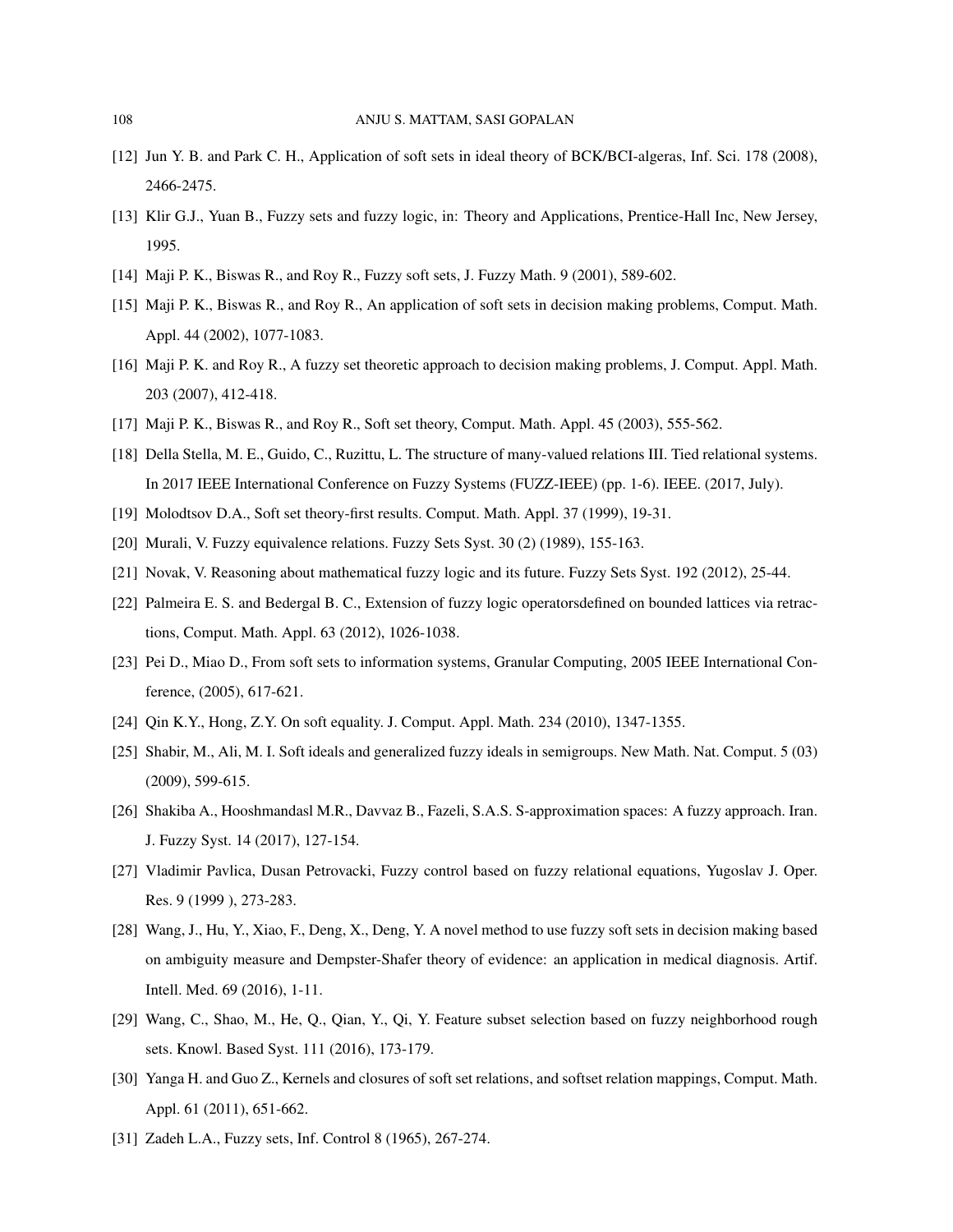[12] Jun Y. B. and Park C. H., Application of soft sets in ideal theory of BCK/BCI-algeras, Inf. Sci. 178 (2008), 2466-2475.

[13] Klir G.J., Yuan B., Fuzzy sets and fuzzy logic, in: Theory and Applications, Prentice-Hall Inc, New Jersey, 1995.

[14] Maji P. K., Biswas R., and Roy R., Fuzzy soft sets, J. Fuzzy Math. 9 (2001), 589-602.

[15] Maji P. K., Biswas R., and Roy R., An application of soft sets in decision making problems, Comput. Math. Appl. 44 (2002), 1077-1083.

[16] Maji P. K. and Roy R., A fuzzy set theoretic approach to decision making problems, J. Comput. Appl. Math. 203 (2007), 412-418.

[17] Maji P. K., Biswas R., and Roy R., Soft set theory, Comput. Math. Appl. 45 (2003), 555-562.

[18] Della Stella, M. E., Guido, C., Ruzittu, L. The structure of many-valued relations III. Tied relational systems. In 2017 IEEE International Conference on Fuzzy Systems (FUZZ-IEEE) (pp. 1-6). IEEE. (2017, July).

[19] Molodtsov D.A., Soft set theory-first results. Comput. Math. Appl. 37 (1999), 19-31.

[20] Murali, V. Fuzzy equivalence relations. Fuzzy Sets Syst. 30 (2) (1989), 155-163.

[21] Novak, V. Reasoning about mathematical fuzzy logic and its future. Fuzzy Sets Syst. 192 (2012), 25-44.

[22] Palmeira E. S. and Bedergal B. C., Extension of fuzzy logic operatorsdefined on bounded lattices via retractions, Comput. Math. Appl. 63 (2012), 1026-1038.

[23] Pei D., Miao D., From soft sets to information systems, Granular Computing, 2005 IEEE International Conference, (2005), 617-621.

[24] Qin K.Y., Hong, Z.Y. On soft equality. J. Comput. Appl. Math. 234 (2010), 1347-1355.

[25] Shabir, M., Ali, M. I. Soft ideals and generalized fuzzy ideals in semigroups. New Math. Nat. Comput. 5 (03) (2009), 599-615.

[26] Shakiba A., Hooshmandasl M.R., Davvaz B., Fazeli, S.A.S. S-approximation spaces: A fuzzy approach. Iran. J. Fuzzy Syst. 14 (2017), 127-154.

[27] Vladimir Pavlica, Dusan Petrovacki, Fuzzy control based on fuzzy relational equations, Yugoslav J. Oper. Res. 9 (1999 ), 273-283.

[28] Wang, J., Hu, Y., Xiao, F., Deng, X., Deng, Y. A novel method to use fuzzy soft sets in decision making based on ambiguity measure and Dempster-Shafer theory of evidence: an application in medical diagnosis. Artif. Intell. Med. 69 (2016), 1-11.

[29] Wang, C., Shao, M., He, Q., Qian, Y., Qi, Y. Feature subset selection based on fuzzy neighborhood rough sets. Knowl. Based Syst. 111 (2016), 173-179.

[30] Yanga H. and Guo Z., Kernels and closures of soft set relations, and softset relation mappings, Comput. Math. Appl. 61 (2011), 651-662.

[31] Zadeh L.A., Fuzzy sets, Inf. Control 8 (1965), 267-274.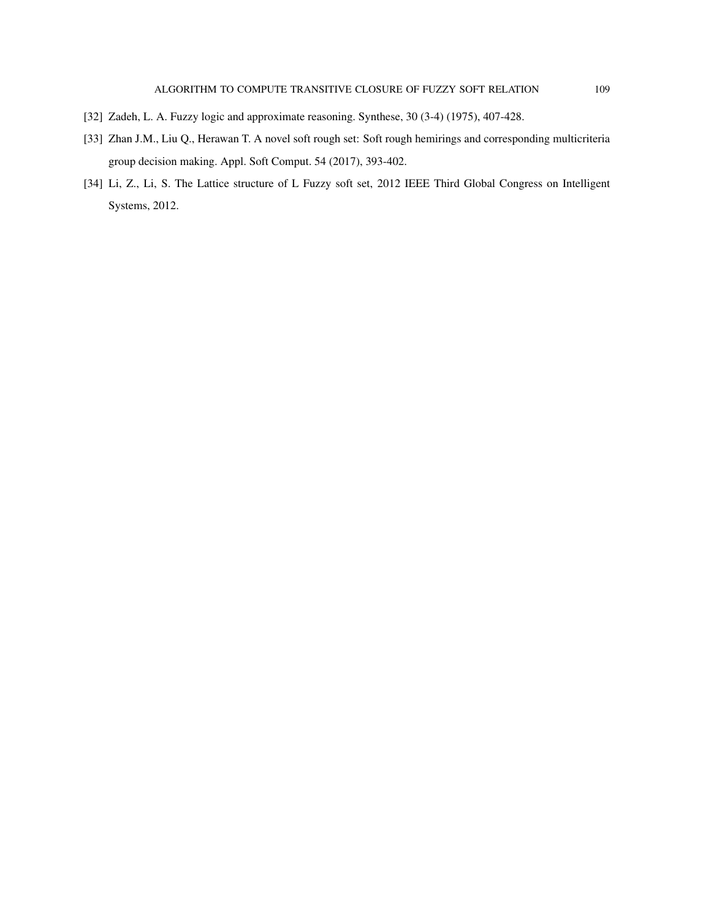[32] Zadeh, L. A. Fuzzy logic and approximate reasoning. Synthese, 30 (3-4) (1975), 407-428.

[33] Zhan J.M., Liu Q., Herawan T. A novel soft rough set: Soft rough hemirings and corresponding multicriteria group decision making. Appl. Soft Comput. 54 (2017), 393-402.

[34] Li, Z., Li, S. The Lattice structure of L Fuzzy soft set, 2012 IEEE Third Global Congress on Intelligent Systems, 2012.